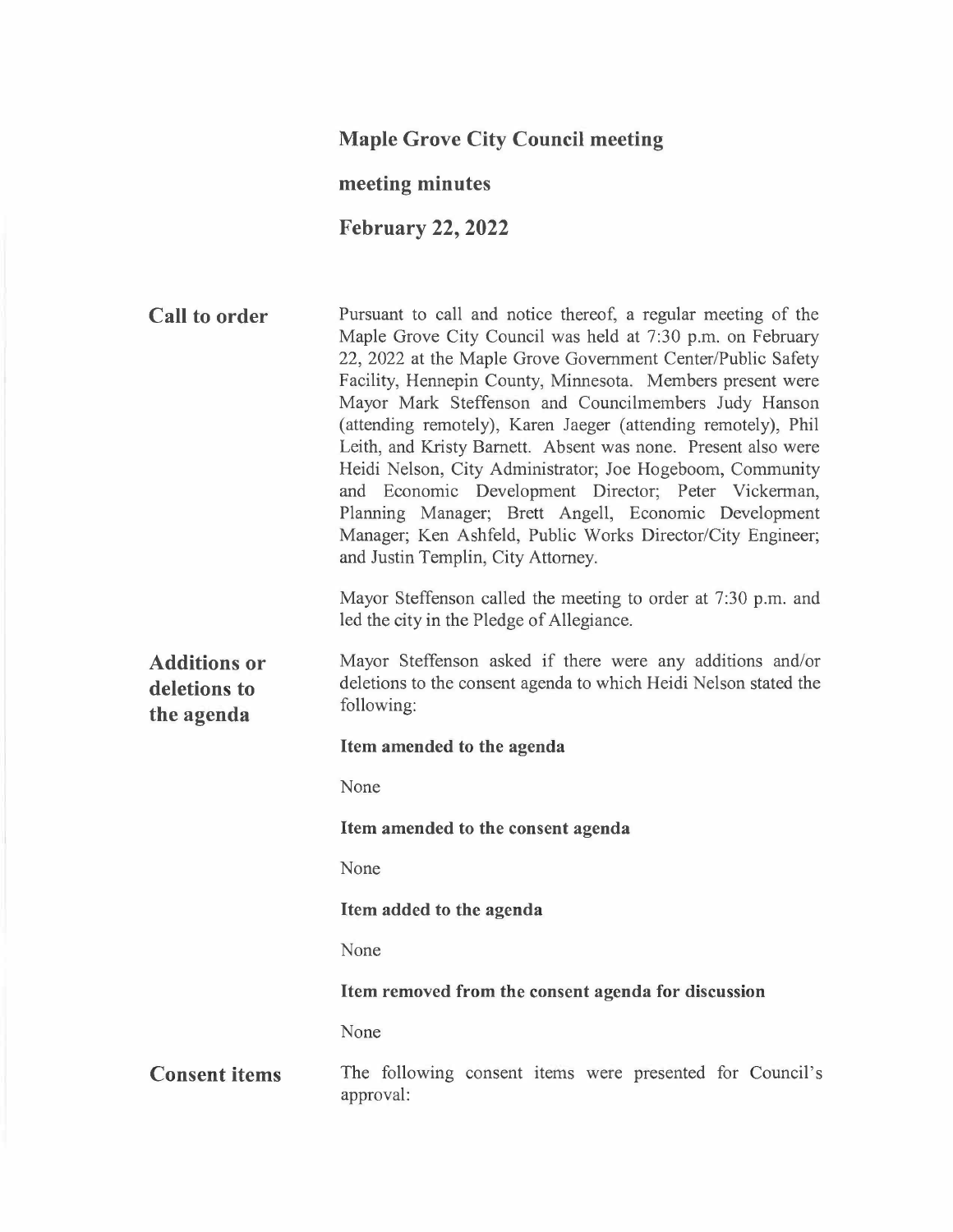# Maple Grove City Council meeting

## meeting minutes

## February 22, 2022

### Call to order

Pursuant to call and notice thereof, a regular meeting of the Maple Grove City Council was held at 7:30 p.m. on February 22, 2022 at the Maple Grove Government Center/Public Safety Facility, Hennepin County, Minnesota. Members present were Mayor Mark Steffenson and Councilmembers Judy Hanson (attending remotely), Karen Jaeger (attending remotely), Phil Leith, and Kristy Barnett. Absent was none. Present also were Heidi Nelson, City Administrator; Joe Hogeboom, Community and Economic Development Director; Peter Vickerman, Planning Manager; Brett Angell, Economic Development Manager; Ken Ashfeld, Public Works Director/City Engineer; and Justin Templin, City Attorney.

Mayor Steffenson called the meeting to order at 7:30 p.m. and led the city in the Pledge of Allegiance.

### Additions or deletions to the agenda

Mayor Steffenson asked if there were any additions and/or deletions to the consent agenda to which Heidi Nelson stated the following:

**Item amended to the agenda**

None

**Item amended to the consent agenda**

None

**Item added to the agenda**

None

**Item removed from the consent agenda for discussion**

None

### Consent items

The following consent items were presented for Council's approval: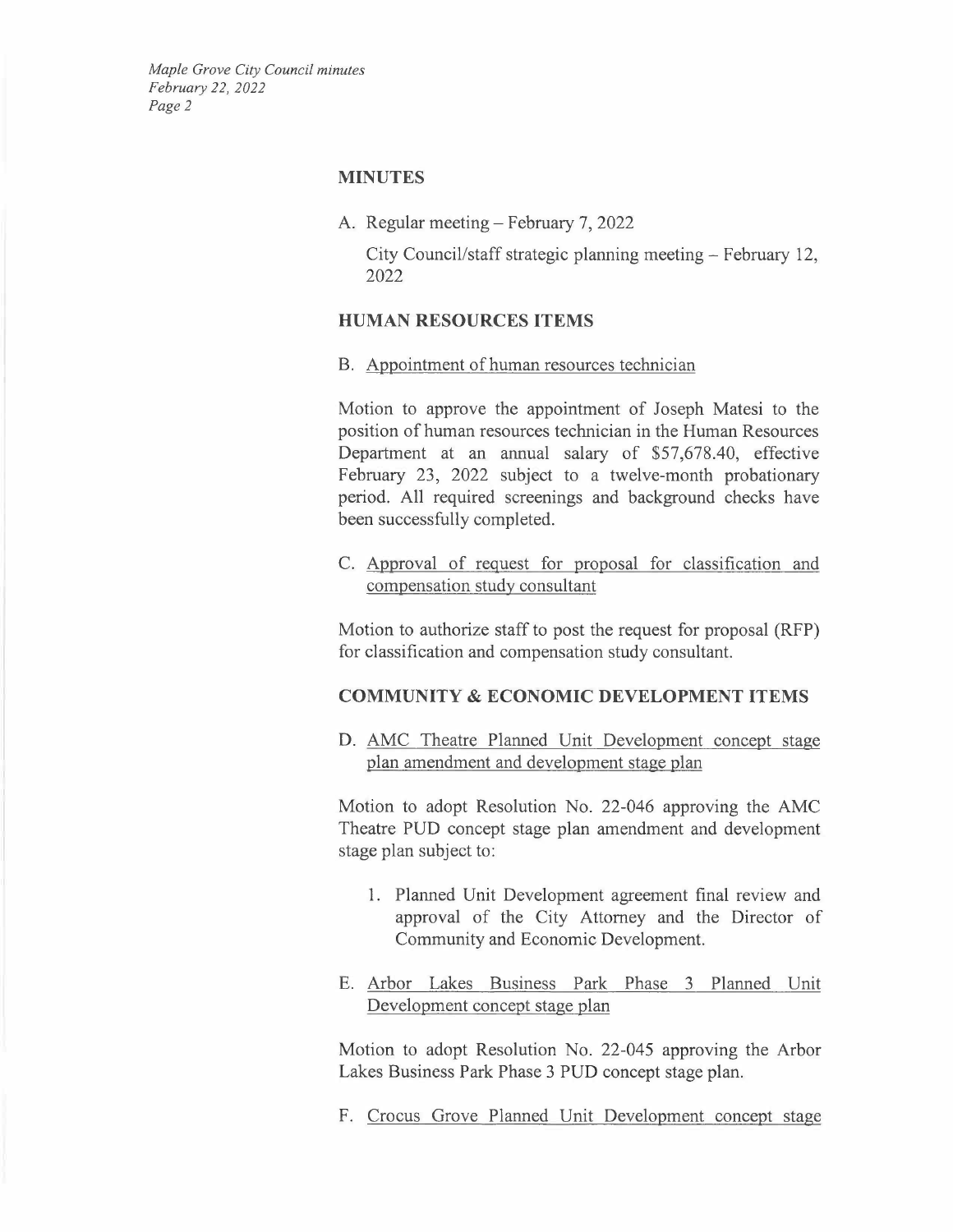## MINUTES

A. Regular meeting – February 7, 2022

City Council/staff strategic planning meeting – February 12, 2022

## HUMAN RESOURCES ITEMS

B. Appointment of human resources technician

Motion to approve the appointment of Joseph Matesi to the position of human resources technician in the Human Resources Department at an annual salary of $57,678.40, effective February 23, 2022 subject to a twelve-month probationary period. All required screenings and background checks have been successfully completed.

C. Approval of request for proposal for classification and compensation study consultant

Motion to authorize staff to post the request for proposal (RFP) for classification and compensation study consultant.

## COMMUNITY & ECONOMIC DEVELOPMENT ITEMS

D. AMC Theatre Planned Unit Development concept stage plan amendment and development stage plan

Motion to adopt Resolution No. 22-046 approving the AMC Theatre PUD concept stage plan amendment and development stage plan subject to:

1. Planned Unit Development agreement final review and approval of the City Attorney and the Director of Community and Economic Development.

E. Arbor Lakes Business Park Phase 3 Planned Unit Development concept stage plan

Motion to adopt Resolution No. 22-045 approving the Arbor Lakes Business Park Phase 3 PUD concept stage plan.

F. Crocus Grove Planned Unit Development concept stage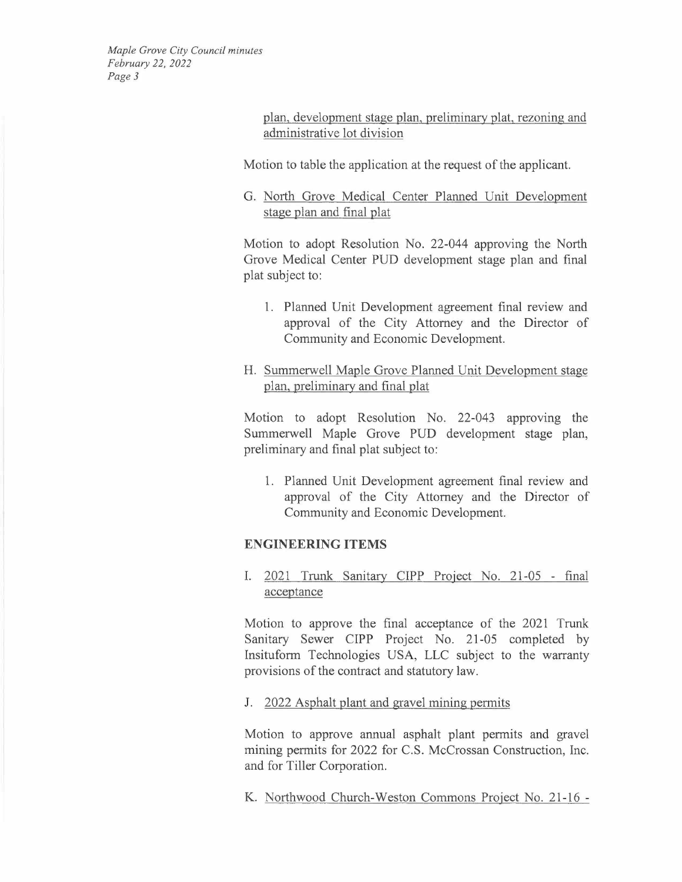plan, development stage plan, preliminary plat, rezoning and administrative lot division

Motion to table the application at the request of the applicant.

G. North Grove Medical Center Planned Unit Development stage plan and final plat

Motion to adopt Resolution No. 22-044 approving the North Grove Medical Center PUD development stage plan and final plat subject to:

1. Planned Unit Development agreement final review and approval of the City Attorney and the Director of Community and Economic Development.

H. Summerwell Maple Grove Planned Unit Development stage plan, preliminary and final plat

Motion to adopt Resolution No. 22-043 approving the Summerwell Maple Grove PUD development stage plan, preliminary and final plat subject to:

1. Planned Unit Development agreement final review and approval of the City Attorney and the Director of Community and Economic Development.

**ENGINEERING ITEMS**

I. 2021 Trunk Sanitary CIPP Project No. 21-05 - final acceptance

Motion to approve the final acceptance of the 2021 Trunk Sanitary Sewer CIPP Project No. 21-05 completed by Insituform Technologies USA, LLC subject to the warranty provisions of the contract and statutory law.

J. 2022 Asphalt plant and gravel mining permits

Motion to approve annual asphalt plant permits and gravel mining permits for 2022 for C.S. McCrossan Construction, Inc. and for Tiller Corporation.

K. Northwood Church-Weston Commons Project No. 21-16 -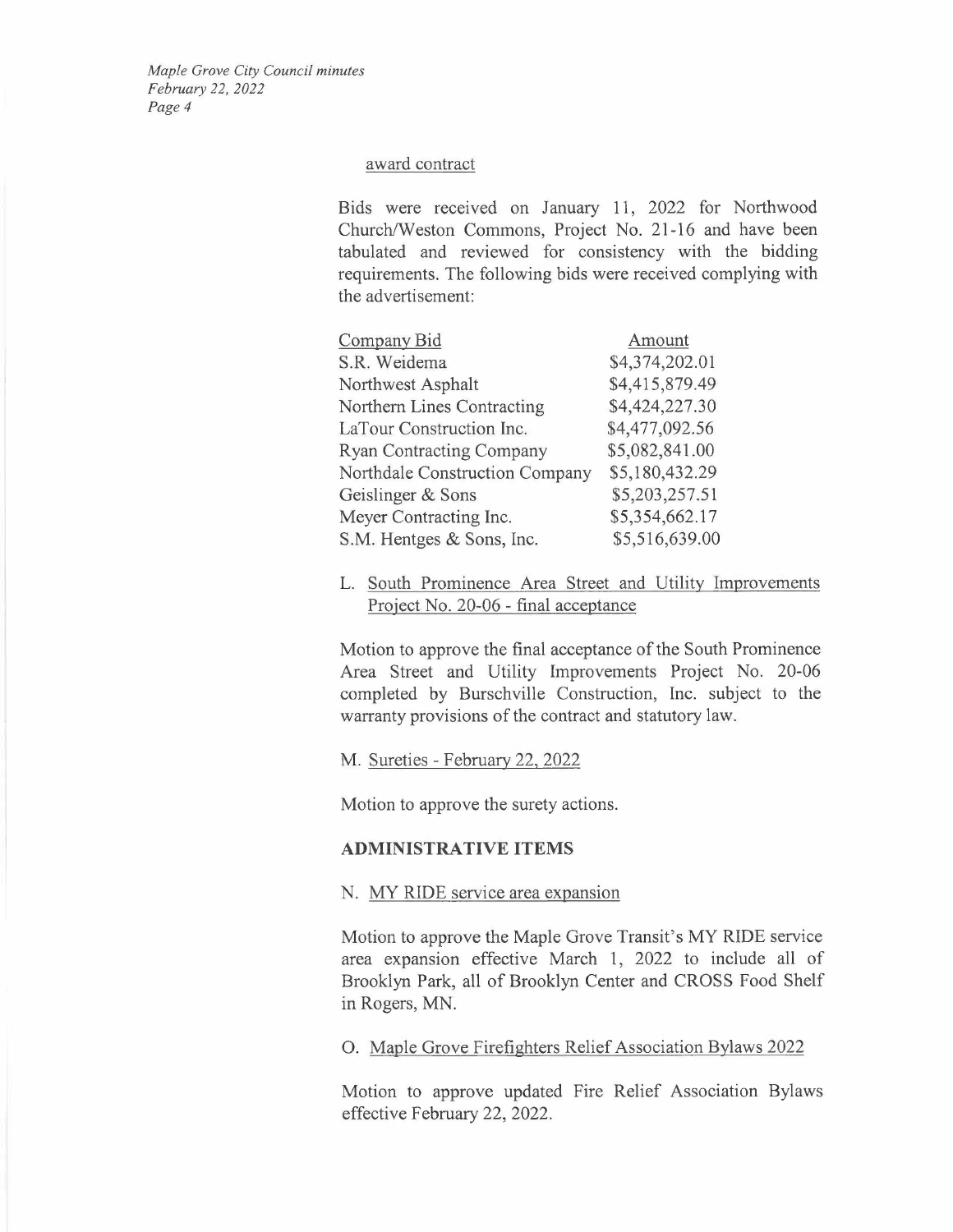award contract

Bids were received on January 11, 2022 for Northwood Church/Weston Commons, Project No. 21-16 and have been tabulated and reviewed for consistency with the bidding requirements. The following bids were received complying with the advertisement:

| Company Bid | Amount |
|---|---|
| S.R. Weidema | $4,374,202.01 |
| Northwest Asphalt | $4,415,879.49 |
| Northern Lines Contracting | $4,424,227.30 |
| LaTour Construction Inc. | $4,477,092.56 |
| Ryan Contracting Company | $5,082,841.00 |
| Northdale Construction Company | $5,180,432.29 |
| Geislinger & Sons | $5,203,257.51 |
| Meyer Contracting Inc. | $5,354,662.17 |
| S.M. Hentges & Sons, Inc. | $5,516,639.00 |

L. South Prominence Area Street and Utility Improvements Project No. 20-06 - final acceptance

Motion to approve the final acceptance of the South Prominence Area Street and Utility Improvements Project No. 20-06 completed by Burschville Construction, Inc. subject to the warranty provisions of the contract and statutory law.

M. Sureties - February 22, 2022

Motion to approve the surety actions.

**ADMINISTRATIVE ITEMS**

N. MY RIDE service area expansion

Motion to approve the Maple Grove Transit's MY RIDE service area expansion effective March 1, 2022 to include all of Brooklyn Park, all of Brooklyn Center and CROSS Food Shelf in Rogers, MN.

O. Maple Grove Firefighters Relief Association Bylaws 2022

Motion to approve updated Fire Relief Association Bylaws effective February 22, 2022.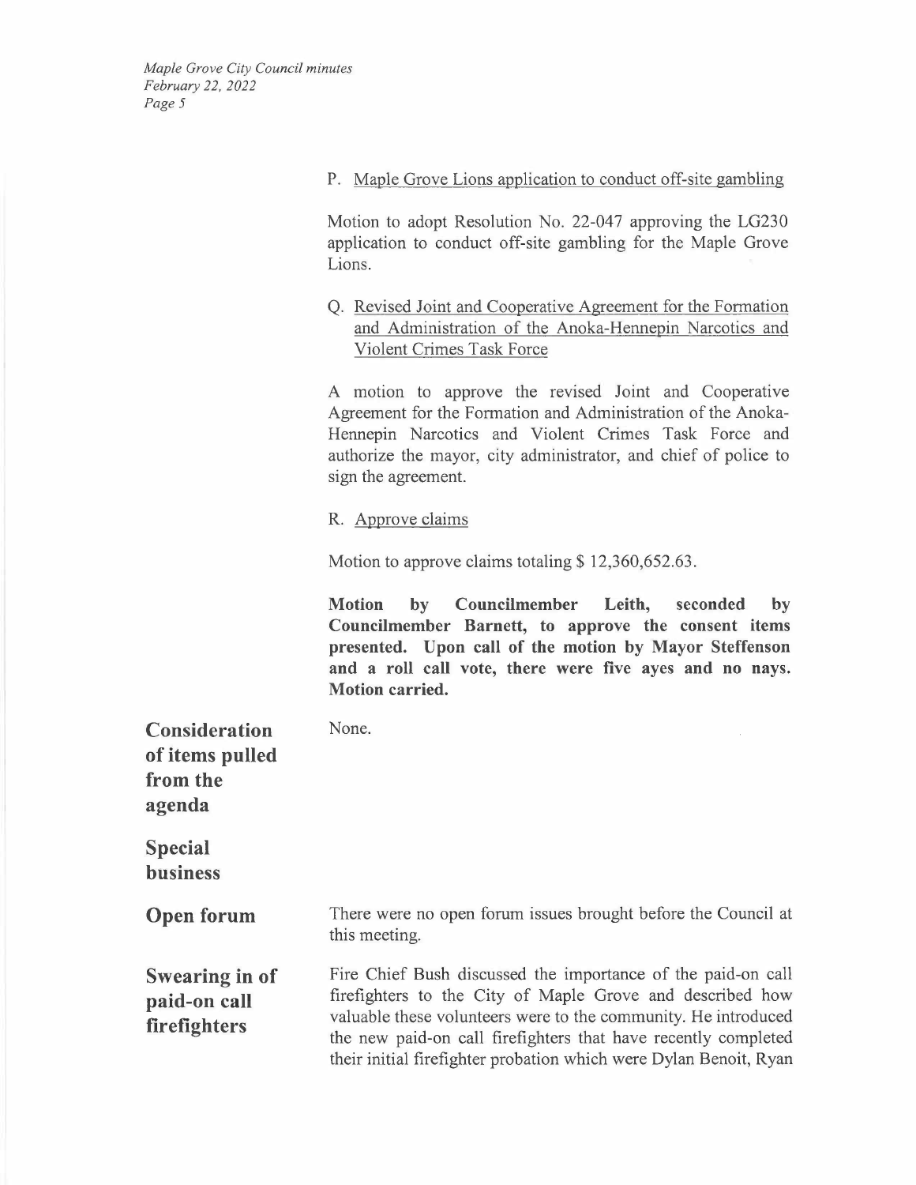P. Maple Grove Lions application to conduct off-site gambling

Motion to adopt Resolution No. 22-047 approving the LG230 application to conduct off-site gambling for the Maple Grove Lions.

Q. Revised Joint and Cooperative Agreement for the Formation and Administration of the Anoka-Hennepin Narcotics and Violent Crimes Task Force

A motion to approve the revised Joint and Cooperative Agreement for the Formation and Administration of the Anoka-Hennepin Narcotics and Violent Crimes Task Force and authorize the mayor, city administrator, and chief of police to sign the agreement.

R. Approve claims

Motion to approve claims totaling $ 12,360,652.63.

**Motion by Councilmember Leith, seconded by Councilmember Barnett, to approve the consent items presented. Upon call of the motion by Mayor Steffenson and a roll call vote, there were five ayes and no nays. Motion carried.**

## Consideration of items pulled from the agenda

None.

## Special business

## Open forum

There were no open forum issues brought before the Council at this meeting.

## Swearing in of paid-on call firefighters

Fire Chief Bush discussed the importance of the paid-on call firefighters to the City of Maple Grove and described how valuable these volunteers were to the community. He introduced the new paid-on call firefighters that have recently completed their initial firefighter probation which were Dylan Benoit, Ryan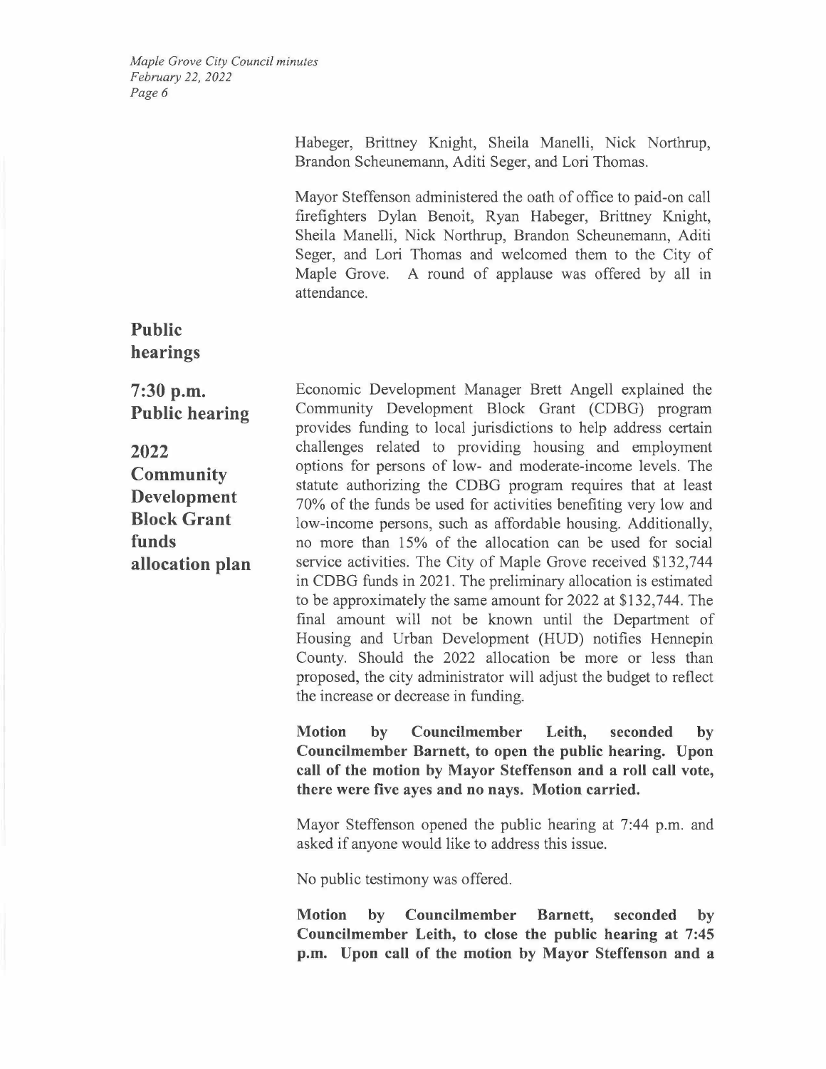Habeger, Brittney Knight, Sheila Manelli, Nick Northrup, Brandon Scheunemann, Aditi Seger, and Lori Thomas.

Mayor Steffenson administered the oath of office to paid-on call firefighters Dylan Benoit, Ryan Habeger, Brittney Knight, Sheila Manelli, Nick Northrup, Brandon Scheunemann, Aditi Seger, and Lori Thomas and welcomed them to the City of Maple Grove. A round of applause was offered by all in attendance.

## Public hearings

### 7:30 p.m. Public hearing

### 2022 Community Development Block Grant funds allocation plan

Economic Development Manager Brett Angell explained the Community Development Block Grant (CDBG) program provides funding to local jurisdictions to help address certain challenges related to providing housing and employment options for persons of low- and moderate-income levels. The statute authorizing the CDBG program requires that at least 70% of the funds be used for activities benefiting very low and low-income persons, such as affordable housing. Additionally, no more than 15% of the allocation can be used for social service activities. The City of Maple Grove received $132,744 in CDBG funds in 2021. The preliminary allocation is estimated to be approximately the same amount for 2022 at $132,744. The final amount will not be known until the Department of Housing and Urban Development (HUD) notifies Hennepin County. Should the 2022 allocation be more or less than proposed, the city administrator will adjust the budget to reflect the increase or decrease in funding.

**Motion by Councilmember Leith, seconded by Councilmember Barnett, to open the public hearing. Upon call of the motion by Mayor Steffenson and a roll call vote, there were five ayes and no nays. Motion carried.**

Mayor Steffenson opened the public hearing at 7:44 p.m. and asked if anyone would like to address this issue.

No public testimony was offered.

**Motion by Councilmember Barnett, seconded by Councilmember Leith, to close the public hearing at 7:45 p.m. Upon call of the motion by Mayor Steffenson and a**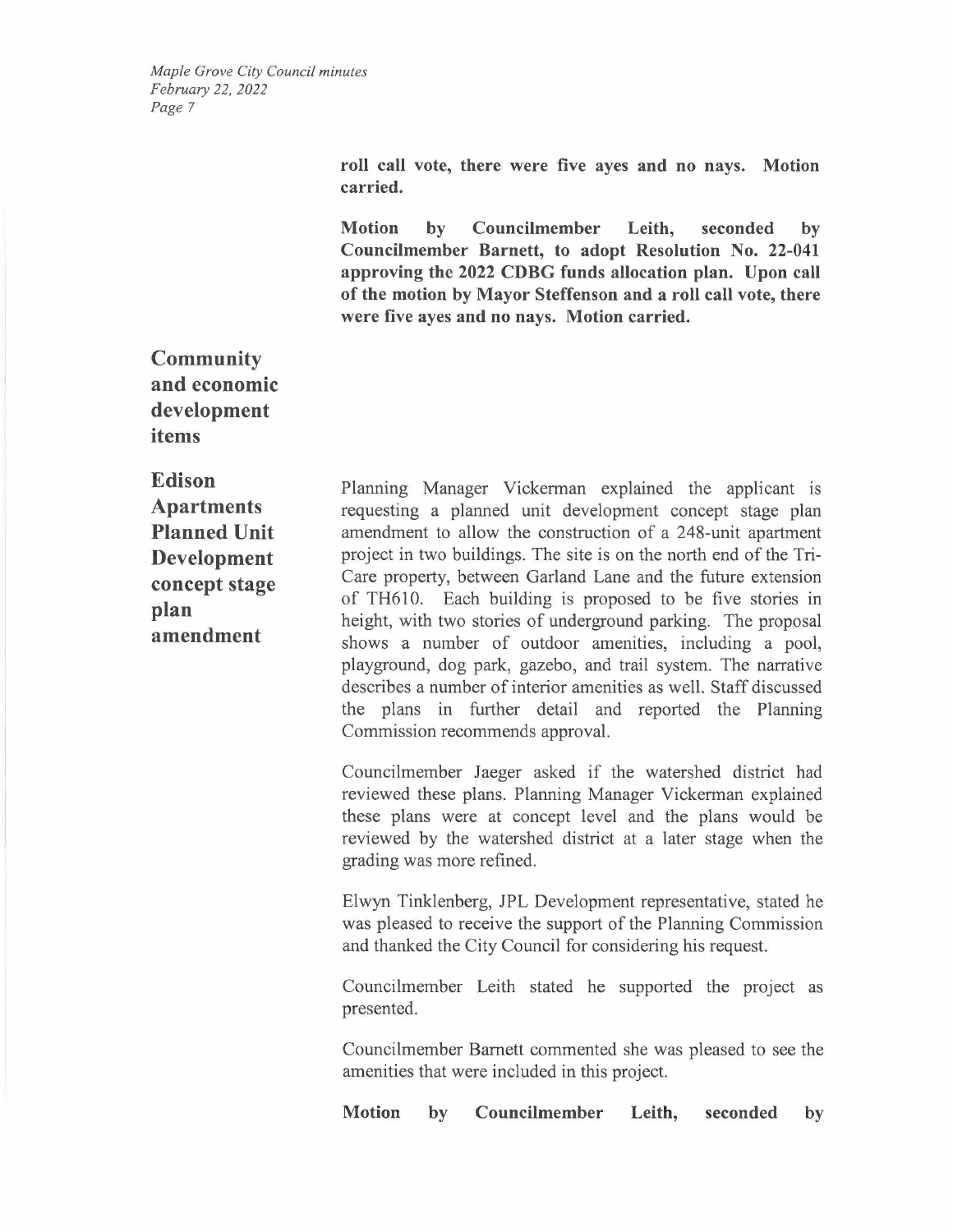**roll call vote, there were five ayes and no nays. Motion carried.**

**Motion by Councilmember Leith, seconded by Councilmember Barnett, to adopt Resolution No. 22-041 approving the 2022 CDBG funds allocation plan. Upon call of the motion by Mayor Steffenson and a roll call vote, there were five ayes and no nays. Motion carried.**

## Community and economic development items

### Edison Apartments Planned Unit Development concept stage plan amendment

Planning Manager Vickerman explained the applicant is requesting a planned unit development concept stage plan amendment to allow the construction of a 248-unit apartment project in two buildings. The site is on the north end of the Tri-Care property, between Garland Lane and the future extension of TH610. Each building is proposed to be five stories in height, with two stories of underground parking. The proposal shows a number of outdoor amenities, including a pool, playground, dog park, gazebo, and trail system. The narrative describes a number of interior amenities as well. Staff discussed the plans in further detail and reported the Planning Commission recommends approval.

Councilmember Jaeger asked if the watershed district had reviewed these plans. Planning Manager Vickerman explained these plans were at concept level and the plans would be reviewed by the watershed district at a later stage when the grading was more refined.

Elwyn Tinklenberg, JPL Development representative, stated he was pleased to receive the support of the Planning Commission and thanked the City Council for considering his request.

Councilmember Leith stated he supported the project as presented.

Councilmember Barnett commented she was pleased to see the amenities that were included in this project.

**Motion by Councilmember Leith, seconded by**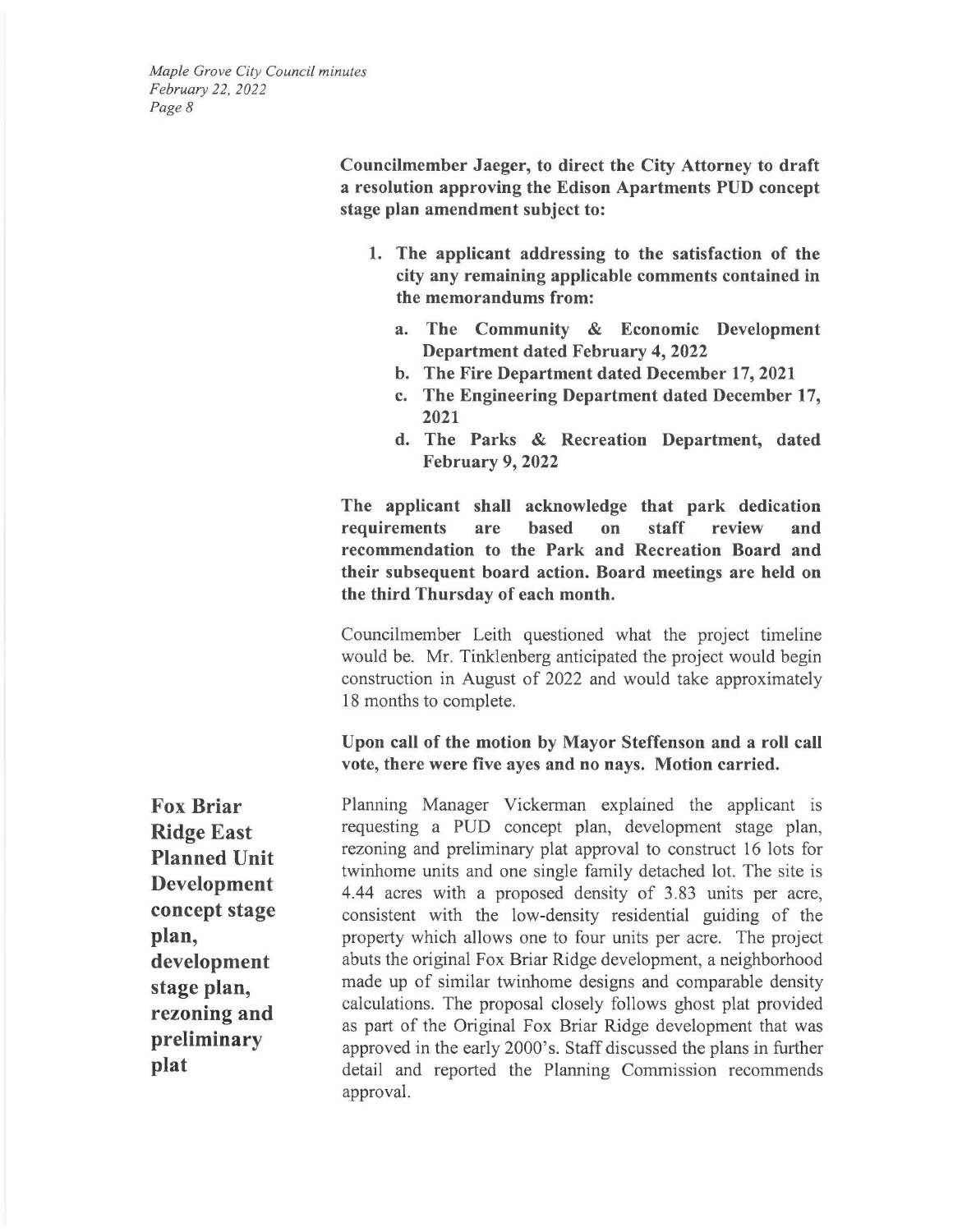**Councilmember Jaeger, to direct the City Attorney to draft a resolution approving the Edison Apartments PUD concept stage plan amendment subject to:**

1. **The applicant addressing to the satisfaction of the city any remaining applicable comments contained in the memorandums from:**
   a. **The Community & Economic Development Department dated February 4, 2022**
   b. **The Fire Department dated December 17, 2021**
   c. **The Engineering Department dated December 17, 2021**
   d. **The Parks & Recreation Department, dated February 9, 2022**

**The applicant shall acknowledge that park dedication requirements are based on staff review and recommendation to the Park and Recreation Board and their subsequent board action. Board meetings are held on the third Thursday of each month.**

Councilmember Leith questioned what the project timeline would be. Mr. Tinklenberg anticipated the project would begin construction in August of 2022 and would take approximately 18 months to complete.

**Upon call of the motion by Mayor Steffenson and a roll call vote, there were five ayes and no nays. Motion carried.**

## Fox Briar Ridge East Planned Unit Development concept stage plan, development stage plan, rezoning and preliminary plat

Planning Manager Vickerman explained the applicant is requesting a PUD concept plan, development stage plan, rezoning and preliminary plat approval to construct 16 lots for twinhome units and one single family detached lot. The site is 4.44 acres with a proposed density of 3.83 units per acre, consistent with the low-density residential guiding of the property which allows one to four units per acre. The project abuts the original Fox Briar Ridge development, a neighborhood made up of similar twinhome designs and comparable density calculations. The proposal closely follows ghost plat provided as part of the Original Fox Briar Ridge development that was approved in the early 2000's. Staff discussed the plans in further detail and reported the Planning Commission recommends approval.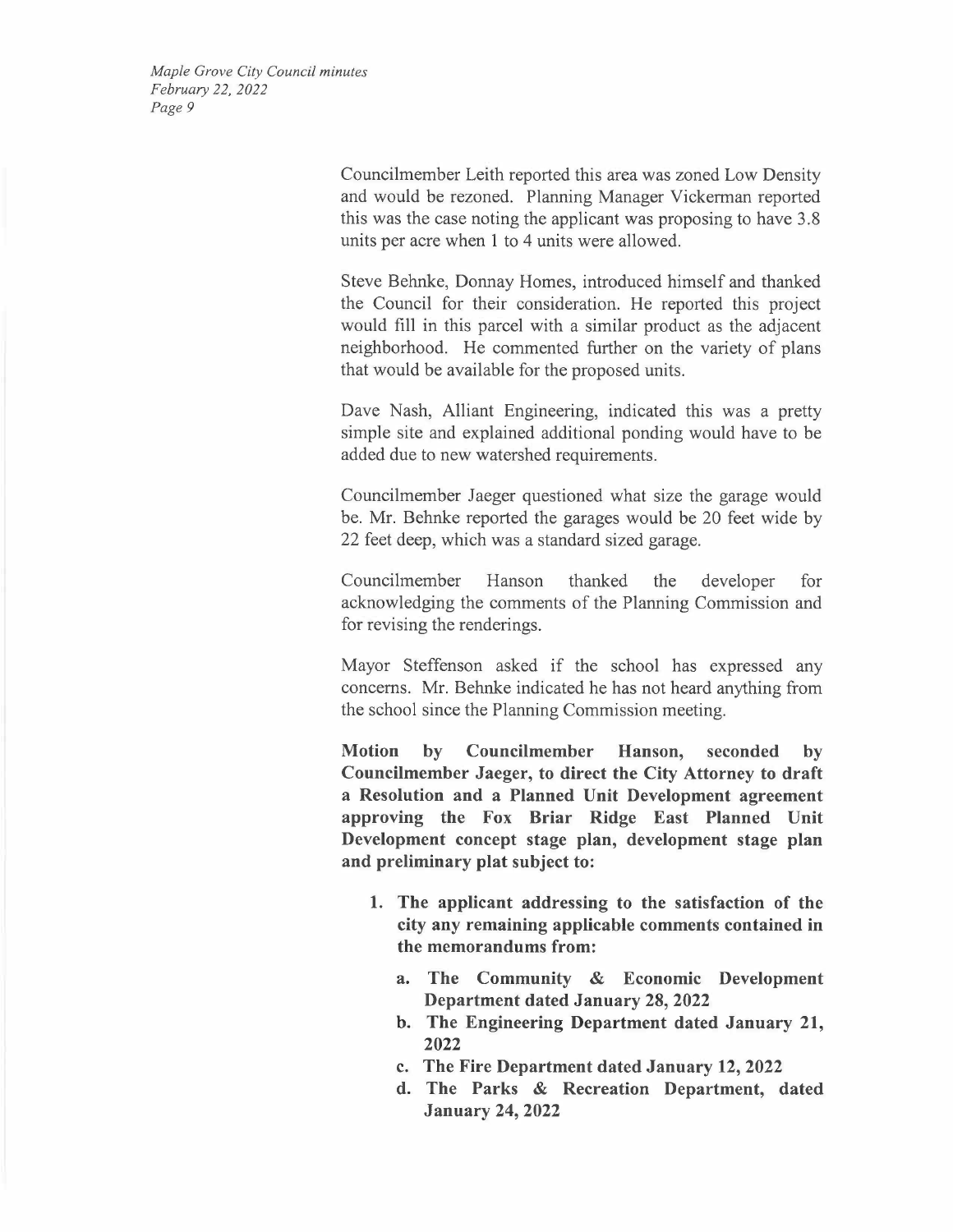Councilmember Leith reported this area was zoned Low Density and would be rezoned. Planning Manager Vickerman reported this was the case noting the applicant was proposing to have 3.8 units per acre when 1 to 4 units were allowed.

Steve Behnke, Donnay Homes, introduced himself and thanked the Council for their consideration. He reported this project would fill in this parcel with a similar product as the adjacent neighborhood. He commented further on the variety of plans that would be available for the proposed units.

Dave Nash, Alliant Engineering, indicated this was a pretty simple site and explained additional ponding would have to be added due to new watershed requirements.

Councilmember Jaeger questioned what size the garage would be. Mr. Behnke reported the garages would be 20 feet wide by 22 feet deep, which was a standard sized garage.

Councilmember Hanson thanked the developer for acknowledging the comments of the Planning Commission and for revising the renderings.

Mayor Steffenson asked if the school has expressed any concerns. Mr. Behnke indicated he has not heard anything from the school since the Planning Commission meeting.

**Motion by Councilmember Hanson, seconded by Councilmember Jaeger, to direct the City Attorney to draft a Resolution and a Planned Unit Development agreement approving the Fox Briar Ridge East Planned Unit Development concept stage plan, development stage plan and preliminary plat subject to:**

1. **The applicant addressing to the satisfaction of the city any remaining applicable comments contained in the memorandums from:**
   a. **The Community & Economic Development Department dated January 28, 2022**
   b. **The Engineering Department dated January 21, 2022**
   c. **The Fire Department dated January 12, 2022**
   d. **The Parks & Recreation Department, dated January 24, 2022**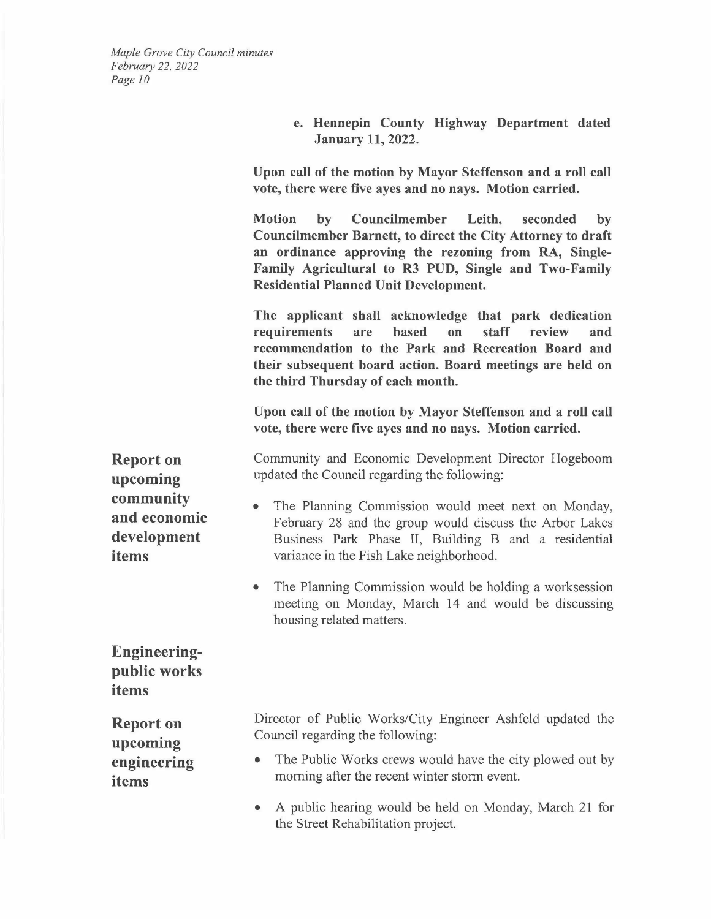e. **Hennepin County Highway Department dated January 11, 2022.**

**Upon call of the motion by Mayor Steffenson and a roll call vote, there were five ayes and no nays. Motion carried.**

**Motion by Councilmember Leith, seconded by Councilmember Barnett, to direct the City Attorney to draft an ordinance approving the rezoning from RA, Single-Family Agricultural to R3 PUD, Single and Two-Family Residential Planned Unit Development.**

**The applicant shall acknowledge that park dedication requirements are based on staff review and recommendation to the Park and Recreation Board and their subsequent board action. Board meetings are held on the third Thursday of each month.**

**Upon call of the motion by Mayor Steffenson and a roll call vote, there were five ayes and no nays. Motion carried.**

## Report on upcoming community and economic development items

Community and Economic Development Director Hogeboom updated the Council regarding the following:

- The Planning Commission would meet next on Monday, February 28 and the group would discuss the Arbor Lakes Business Park Phase II, Building B and a residential variance in the Fish Lake neighborhood.
- The Planning Commission would be holding a worksession meeting on Monday, March 14 and would be discussing housing related matters.

## Engineering-public works items

## Report on upcoming engineering items

Director of Public Works/City Engineer Ashfeld updated the Council regarding the following:

- The Public Works crews would have the city plowed out by morning after the recent winter storm event.
- A public hearing would be held on Monday, March 21 for the Street Rehabilitation project.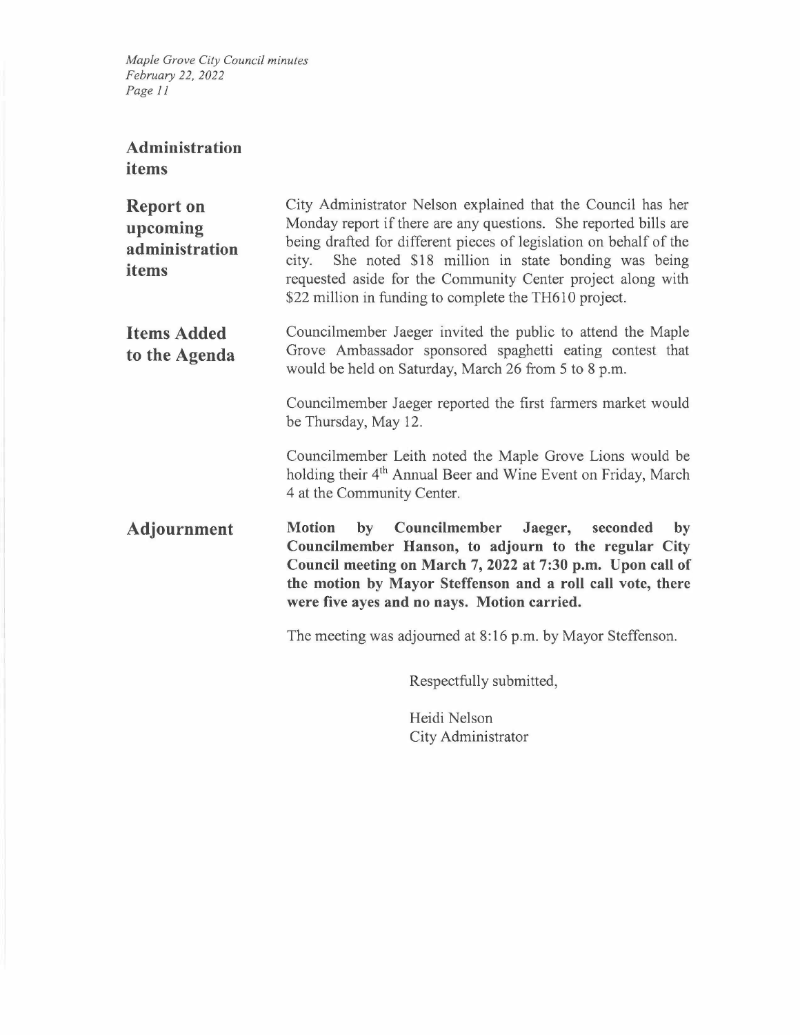## Administration items

**Report on upcoming administration items**

City Administrator Nelson explained that the Council has her Monday report if there are any questions. She reported bills are being drafted for different pieces of legislation on behalf of the city. She noted $18 million in state bonding was being requested aside for the Community Center project along with $22 million in funding to complete the TH610 project.

**Items Added to the Agenda**

Councilmember Jaeger invited the public to attend the Maple Grove Ambassador sponsored spaghetti eating contest that would be held on Saturday, March 26 from 5 to 8 p.m.

Councilmember Jaeger reported the first farmers market would be Thursday, May 12.

Councilmember Leith noted the Maple Grove Lions would be holding their 4th Annual Beer and Wine Event on Friday, March 4 at the Community Center.

## Adjournment

**Motion by Councilmember Jaeger, seconded by Councilmember Hanson, to adjourn to the regular City Council meeting on March 7, 2022 at 7:30 p.m. Upon call of the motion by Mayor Steffenson and a roll call vote, there were five ayes and no nays. Motion carried.**

The meeting was adjourned at 8:16 p.m. by Mayor Steffenson.

Respectfully submitted,

Heidi Nelson
City Administrator